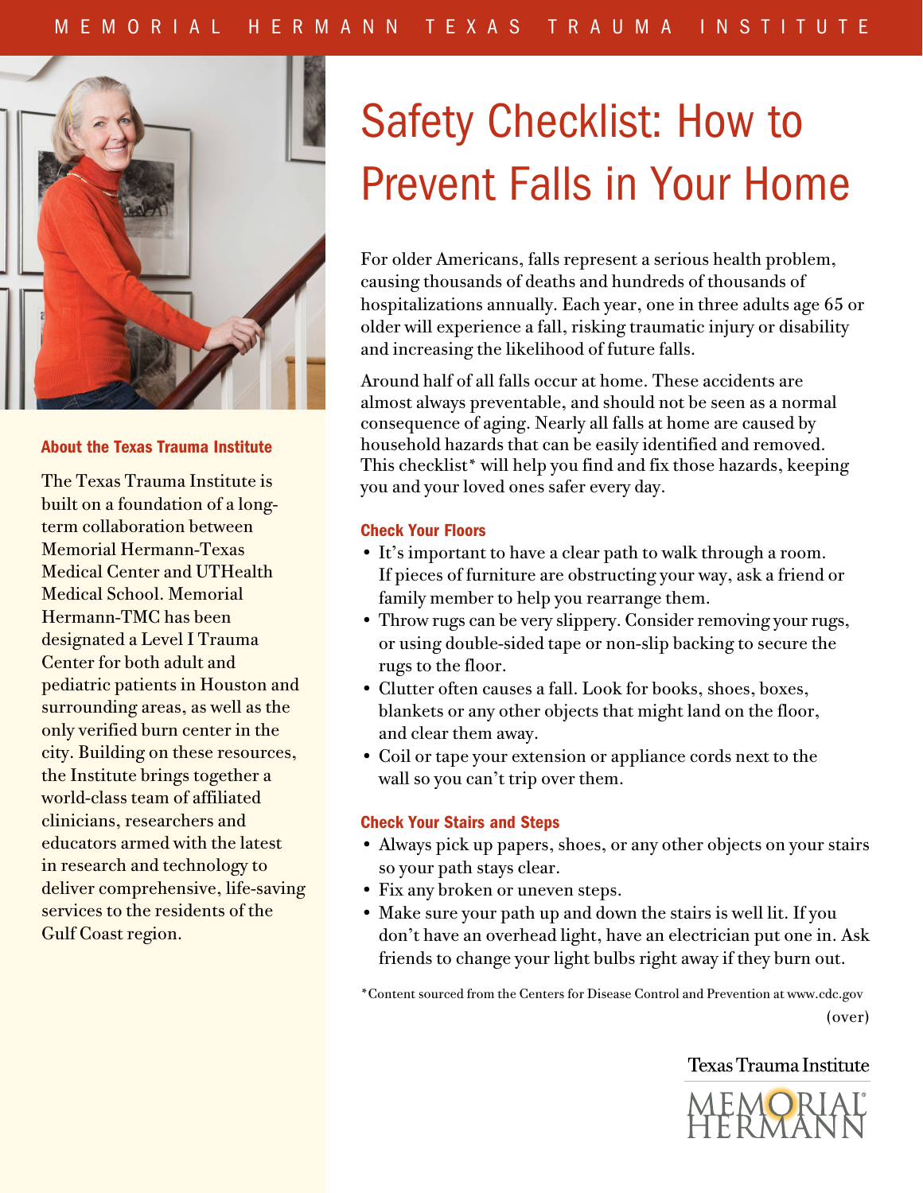MEMORIAL HERMANN TEXAS TRAUMA INSTITUTE

# Safety Checklist: How to Prevent Falls in Your Home

For older Americans, falls represent a serious health problem, causing thousands of deaths and hundreds of thousands of hospitalizations annually. Each year, one in three adults age 65 or older will experience a fall, risking traumatic injury or disability and increasing the likelihood of future falls.

Around half of all falls occur at home. These accidents are almost always preventable, and should not be seen as a normal consequence of aging. Nearly all falls at home are caused by household hazards that can be easily identified and removed. This checklist* will help you find and fix those hazards, keeping you and your loved ones safer every day.

## Check Your Floors

- It's important to have a clear path to walk through a room. If pieces of furniture are obstructing your way, ask a friend or family member to help you rearrange them.
- Throw rugs can be very slippery. Consider removing your rugs, or using double-sided tape or non-slip backing to secure the rugs to the floor.
- Clutter often causes a fall. Look for books, shoes, boxes, blankets or any other objects that might land on the floor, and clear them away.
- Coil or tape your extension or appliance cords next to the wall so you can't trip over them.

## Check Your Stairs and Steps

- Always pick up papers, shoes, or any other objects on your stairs so your path stays clear.
- Fix any broken or uneven steps.
- Make sure your path up and down the stairs is well lit. If you don't have an overhead light, have an electrician put one in. Ask friends to change your light bulbs right away if they burn out.

*Content sourced from the Centers for Disease Control and Prevention at www.cdc.gov

(over)

## About the Texas Trauma Institute

The Texas Trauma Institute is built on a foundation of a long-term collaboration between Memorial Hermann-Texas Medical Center and UTHealth Medical School. Memorial Hermann-TMC has been designated a Level I Trauma Center for both adult and pediatric patients in Houston and surrounding areas, as well as the only verified burn center in the city. Building on these resources, the Institute brings together a world-class team of affiliated clinicians, researchers and educators armed with the latest in research and technology to deliver comprehensive, life-saving services to the residents of the Gulf Coast region.

Texas Trauma Institute

MEMORIAL HERMANN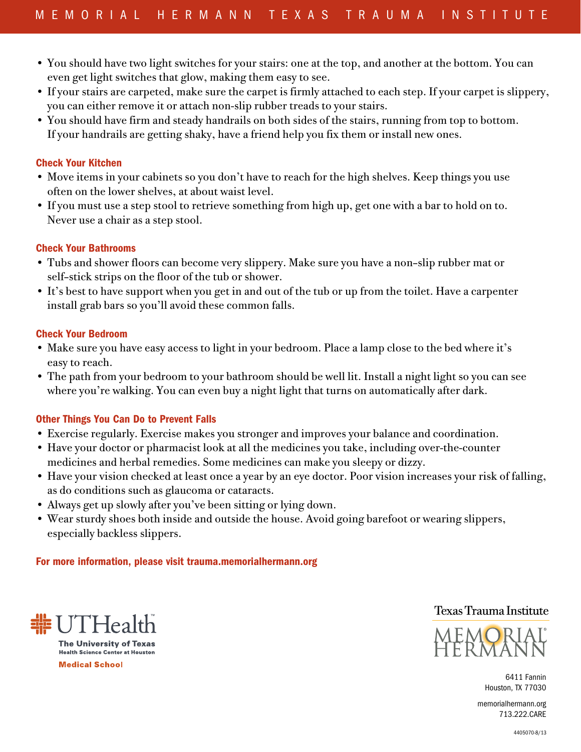- You should have two light switches for your stairs: one at the top, and another at the bottom. You can even get light switches that glow, making them easy to see.
- If your stairs are carpeted, make sure the carpet is firmly attached to each step. If your carpet is slippery, you can either remove it or attach non-slip rubber treads to your stairs.
- You should have firm and steady handrails on both sides of the stairs, running from top to bottom. If your handrails are getting shaky, have a friend help you fix them or install new ones.

### Check Your Kitchen

- Move items in your cabinets so you don't have to reach for the high shelves. Keep things you use often on the lower shelves, at about waist level.
- If you must use a step stool to retrieve something from high up, get one with a bar to hold on to. Never use a chair as a step stool.

### Check Your Bathrooms

- Tubs and shower floors can become very slippery. Make sure you have a non-slip rubber mat or self-stick strips on the floor of the tub or shower.
- It's best to have support when you get in and out of the tub or up from the toilet. Have a carpenter install grab bars so you'll avoid these common falls.

### Check Your Bedroom

- Make sure you have easy access to light in your bedroom. Place a lamp close to the bed where it's easy to reach.
- The path from your bedroom to your bathroom should be well lit. Install a night light so you can see where you're walking. You can even buy a night light that turns on automatically after dark.

### Other Things You Can Do to Prevent Falls

- Exercise regularly. Exercise makes you stronger and improves your balance and coordination.
- Have your doctor or pharmacist look at all the medicines you take, including over-the-counter medicines and herbal remedies. Some medicines can make you sleepy or dizzy.
- Have your vision checked at least once a year by an eye doctor. Poor vision increases your risk of falling, as do conditions such as glaucoma or cataracts.
- Always get up slowly after you've been sitting or lying down.
- Wear sturdy shoes both inside and outside the house. Avoid going barefoot or wearing slippers, especially backless slippers.

**For more information, please visit trauma.memorialhermann.org**

UTHealth
The University of Texas
Health Science Center at Houston
Medical School

Texas Trauma Institute
MEMORIAL HERMANN

6411 Fannin
Houston, TX 77030

memorialhermann.org
713.222.CARE

4405070-8/13